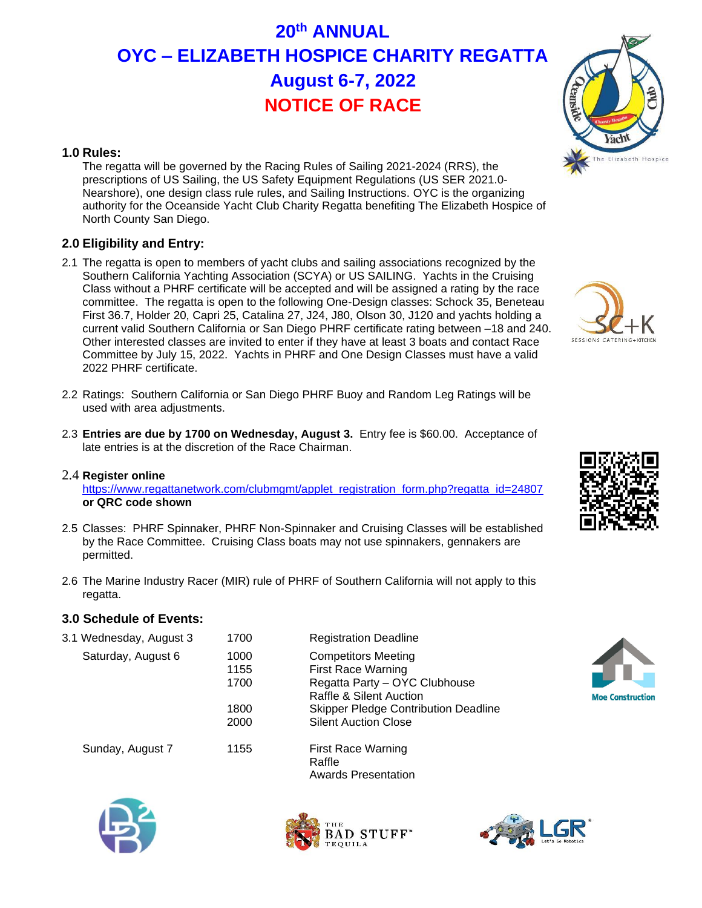# 20th ANNUAL
# OYC – ELIZABETH HOSPICE CHARITY REGATTA
# August 6-7, 2022
# NOTICE OF RACE

## 1.0 Rules:

The regatta will be governed by the Racing Rules of Sailing 2021-2024 (RRS), the prescriptions of US Sailing, the US Safety Equipment Regulations (US SER 2021.0-Nearshore), one design class rule rules, and Sailing Instructions. OYC is the organizing authority for the Oceanside Yacht Club Charity Regatta benefiting The Elizabeth Hospice of North County San Diego.

## 2.0 Eligibility and Entry:

2.1 The regatta is open to members of yacht clubs and sailing associations recognized by the Southern California Yachting Association (SCYA) or US SAILING. Yachts in the Cruising Class without a PHRF certificate will be accepted and will be assigned a rating by the race committee. The regatta is open to the following One-Design classes: Schock 35, Beneteau First 36.7, Holder 20, Capri 25, Catalina 27, J24, J80, Olson 30, J120 and yachts holding a current valid Southern California or San Diego PHRF certificate rating between –18 and 240. Other interested classes are invited to enter if they have at least 3 boats and contact Race Committee by July 15, 2022. Yachts in PHRF and One Design Classes must have a valid 2022 PHRF certificate.

2.2 Ratings: Southern California or San Diego PHRF Buoy and Random Leg Ratings will be used with area adjustments.

2.3 **Entries are due by 1700 on Wednesday, August 3.** Entry fee is $60.00. Acceptance of late entries is at the discretion of the Race Chairman.

2.4 **Register online**
https://www.regattanetwork.com/clubmgmt/applet_registration_form.php?regatta_id=24807
**or QRC code shown**

2.5 Classes: PHRF Spinnaker, PHRF Non-Spinnaker and Cruising Classes will be established by the Race Committee. Cruising Class boats may not use spinnakers, gennakers are permitted.

2.6 The Marine Industry Racer (MIR) rule of PHRF of Southern California will not apply to this regatta.

## 3.0 Schedule of Events:

| Date | Time | Event |
|---|---|---|
| 3.1 Wednesday, August 3 | 1700 | Registration Deadline |
| Saturday, August 6 | 1000 | Competitors Meeting |
| | 1155 | First Race Warning |
| | 1700 | Regatta Party – OYC Clubhouse<br>Raffle & Silent Auction |
| | 1800 | Skipper Pledge Contribution Deadline |
| | 2000 | Silent Auction Close |
| Sunday, August 7 | 1155 | First Race Warning<br>Raffle<br>Awards Presentation |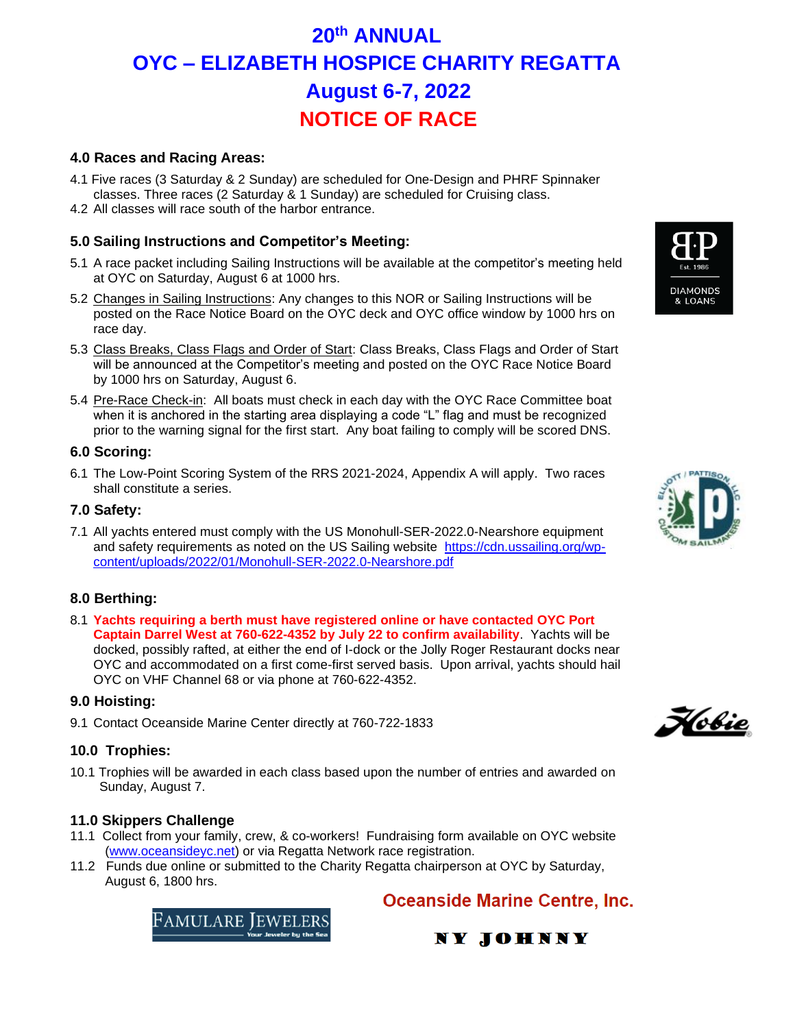# 20th ANNUAL
# OYC – ELIZABETH HOSPICE CHARITY REGATTA
# August 6-7, 2022
# NOTICE OF RACE

### 4.0 Races and Racing Areas:

4.1 Five races (3 Saturday & 2 Sunday) are scheduled for One-Design and PHRF Spinnaker classes. Three races (2 Saturday & 1 Sunday) are scheduled for Cruising class.

4.2 All classes will race south of the harbor entrance.

### 5.0 Sailing Instructions and Competitor's Meeting:

5.1 A race packet including Sailing Instructions will be available at the competitor's meeting held at OYC on Saturday, August 6 at 1000 hrs.

5.2 Changes in Sailing Instructions: Any changes to this NOR or Sailing Instructions will be posted on the Race Notice Board on the OYC deck and OYC office window by 1000 hrs on race day.

5.3 Class Breaks, Class Flags and Order of Start: Class Breaks, Class Flags and Order of Start will be announced at the Competitor's meeting and posted on the OYC Race Notice Board by 1000 hrs on Saturday, August 6.

5.4 Pre-Race Check-in: All boats must check in each day with the OYC Race Committee boat when it is anchored in the starting area displaying a code "L" flag and must be recognized prior to the warning signal for the first start. Any boat failing to comply will be scored DNS.

### 6.0 Scoring:

6.1 The Low-Point Scoring System of the RRS 2021-2024, Appendix A will apply. Two races shall constitute a series.

### 7.0 Safety:

7.1 All yachts entered must comply with the US Monohull-SER-2022.0-Nearshore equipment and safety requirements as noted on the US Sailing website https://cdn.ussailing.org/wp-content/uploads/2022/01/Monohull-SER-2022.0-Nearshore.pdf

### 8.0 Berthing:

8.1 **Yachts requiring a berth must have registered online or have contacted OYC Port Captain Darrel West at 760-622-4352 by July 22 to confirm availability**. Yachts will be docked, possibly rafted, at either the end of I-dock or the Jolly Roger Restaurant docks near OYC and accommodated on a first come-first served basis. Upon arrival, yachts should hail OYC on VHF Channel 68 or via phone at 760-622-4352.

### 9.0 Hoisting:

9.1 Contact Oceanside Marine Center directly at 760-722-1833

### 10.0 Trophies:

10.1 Trophies will be awarded in each class based upon the number of entries and awarded on Sunday, August 7.

### 11.0 Skippers Challenge

11.1 Collect from your family, crew, & co-workers! Fundraising form available on OYC website (www.oceansideyc.net) or via Regatta Network race registration.

11.2 Funds due online or submitted to the Charity Regatta chairperson at OYC by Saturday, August 6, 1800 hrs.

BP Est. 1986 DIAMONDS & LOANS

Elliott / Pattison, LLC Custom Sailmakers

Hobie

Famulare Jewelers Your Jeweler by the Sea

Oceanside Marine Centre, Inc.

NY JOHNNY